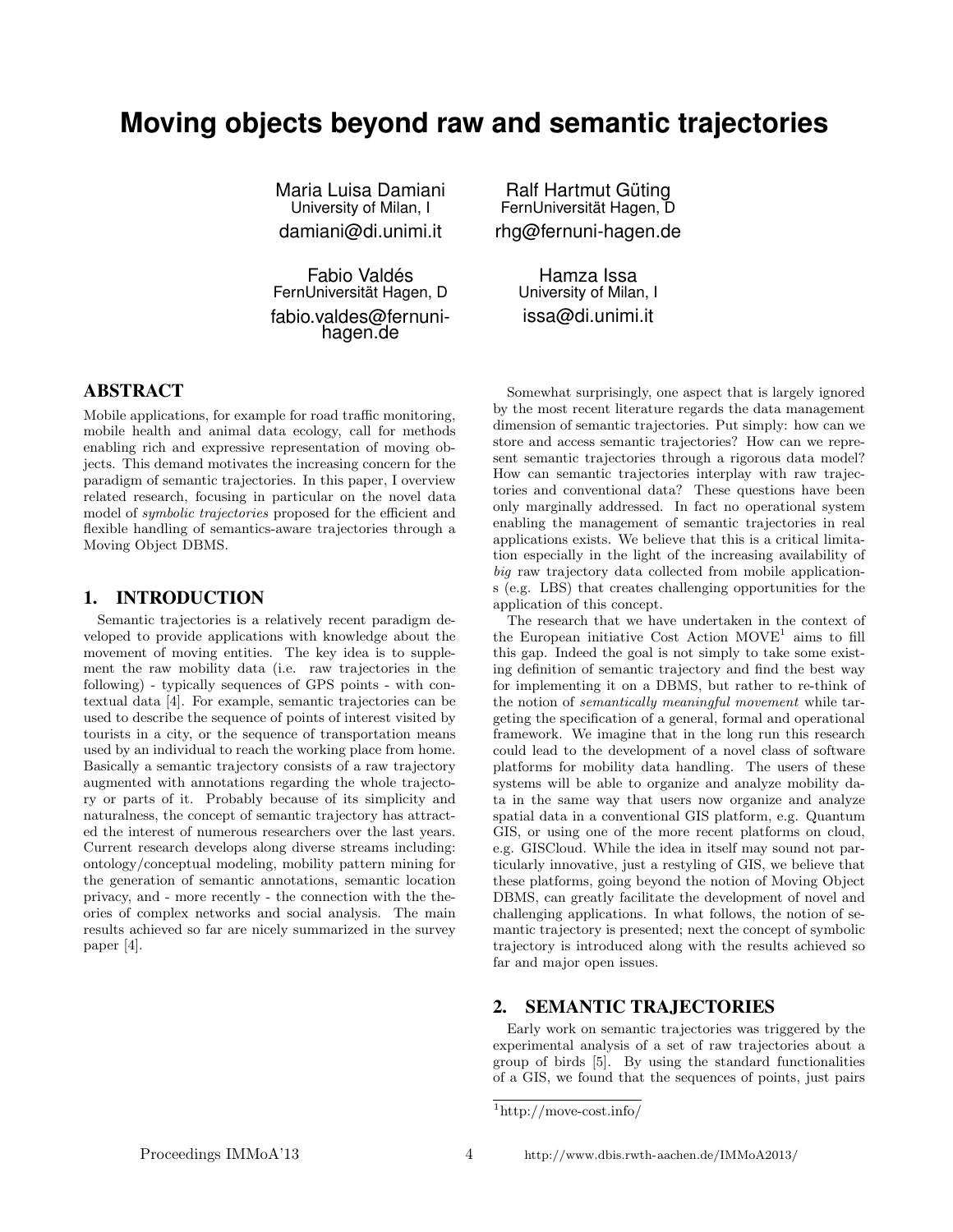# Moving objects beyond raw and semantic trajectories

Maria Luisa Damiani
University of Milan, I
damiani@di.unimi.it

Ralf Hartmut Güting
FernUniversität Hagen, D
rhg@fernuni-hagen.de

Fabio Valdés
FernUniversität Hagen, D
fabio.valdes@fernuni-hagen.de

Hamza Issa
University of Milan, I
issa@di.unimi.it

## ABSTRACT

Mobile applications, for example for road traffic monitoring, mobile health and animal data ecology, call for methods enabling rich and expressive representation of moving objects. This demand motivates the increasing concern for the paradigm of semantic trajectories. In this paper, I overview related research, focusing in particular on the novel data model of *symbolic trajectories* proposed for the efficient and flexible handling of semantics-aware trajectories through a Moving Object DBMS.

## 1. INTRODUCTION

Semantic trajectories is a relatively recent paradigm developed to provide applications with knowledge about the movement of moving entities. The key idea is to supplement the raw mobility data (i.e. raw trajectories in the following) - typically sequences of GPS points - with contextual data [4]. For example, semantic trajectories can be used to describe the sequence of points of interest visited by tourists in a city, or the sequence of transportation means used by an individual to reach the working place from home. Basically a semantic trajectory consists of a raw trajectory augmented with annotations regarding the whole trajectory or parts of it. Probably because of its simplicity and naturalness, the concept of semantic trajectory has attracted the interest of numerous researchers over the last years. Current research develops along diverse streams including: ontology/conceptual modeling, mobility pattern mining for the generation of semantic annotations, semantic location privacy, and - more recently - the connection with the theories of complex networks and social analysis. The main results achieved so far are nicely summarized in the survey paper [4].

Somewhat surprisingly, one aspect that is largely ignored by the most recent literature regards the data management dimension of semantic trajectories. Put simply: how can we store and access semantic trajectories? How can we represent semantic trajectories through a rigorous data model? How can semantic trajectories interplay with raw trajectories and conventional data? These questions have been only marginally addressed. In fact no operational system enabling the management of semantic trajectories in real applications exists. We believe that this is a critical limitation especially in the light of the increasing availability of *big* raw trajectory data collected from mobile applications (e.g. LBS) that creates challenging opportunities for the application of this concept.

The research that we have undertaken in the context of the European initiative Cost Action MOVE[1] aims to fill this gap. Indeed the goal is not simply to take some existing definition of semantic trajectory and find the best way for implementing it on a DBMS, but rather to re-think of the notion of *semantically meaningful movement* while targeting the specification of a general, formal and operational framework. We imagine that in the long run this research could lead to the development of a novel class of software platforms for mobility data handling. The users of these systems will be able to organize and analyze mobility data in the same way that users now organize and analyze spatial data in a conventional GIS platform, e.g. Quantum GIS, or using one of the more recent platforms on cloud, e.g. GISCloud. While the idea in itself may sound not particularly innovative, just a restyling of GIS, we believe that these platforms, going beyond the notion of Moving Object DBMS, can greatly facilitate the development of novel and challenging applications. In what follows, the notion of semantic trajectory is presented; next the concept of symbolic trajectory is introduced along with the results achieved so far and major open issues.

## 2. SEMANTIC TRAJECTORIES

Early work on semantic trajectories was triggered by the experimental analysis of a set of raw trajectories about a group of birds [5]. By using the standard functionalities of a GIS, we found that the sequences of points, just pairs

[1] http://move-cost.info/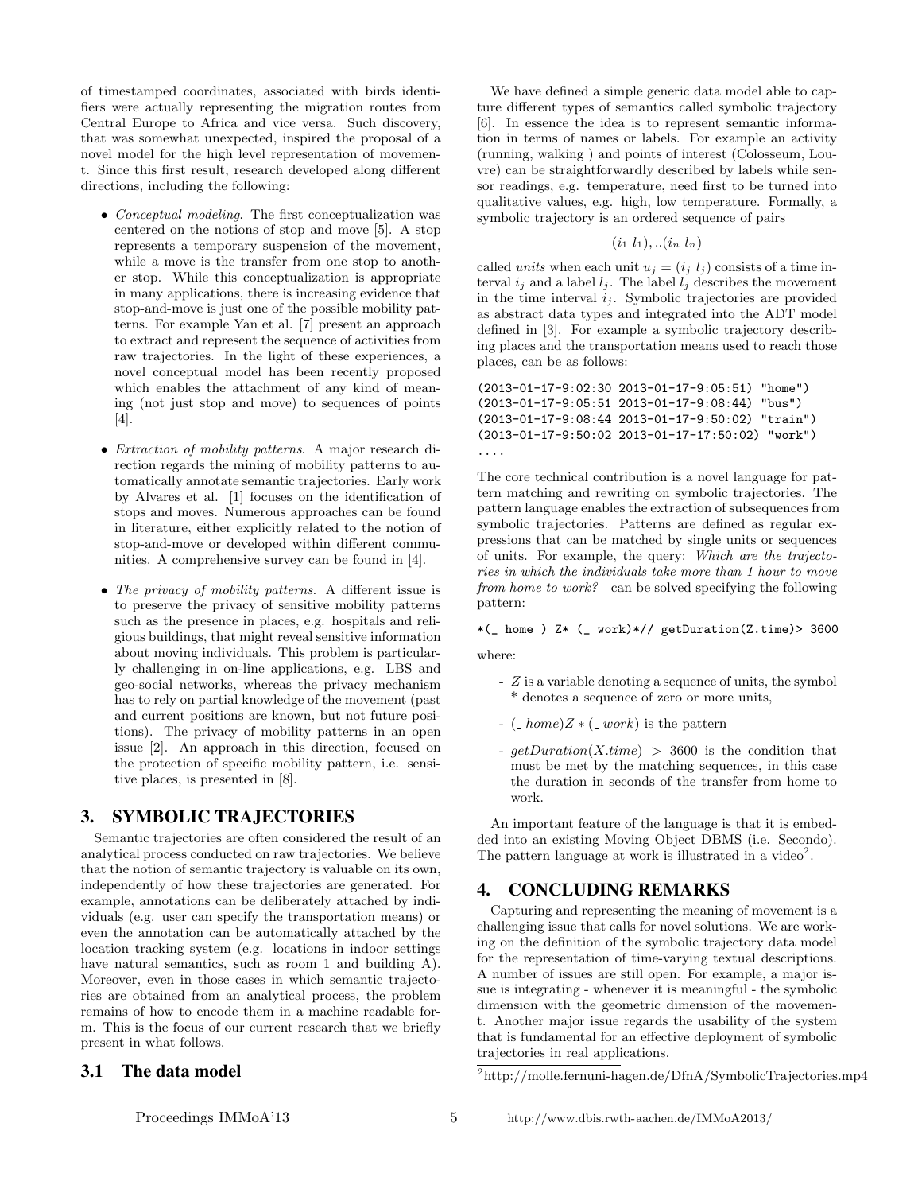of timestamped coordinates, associated with birds identifiers were actually representing the migration routes from Central Europe to Africa and vice versa. Such discovery, that was somewhat unexpected, inspired the proposal of a novel model for the high level representation of movement. Since this first result, research developed along different directions, including the following:

- *Conceptual modeling*. The first conceptualization was centered on the notions of stop and move [5]. A stop represents a temporary suspension of the movement, while a move is the transfer from one stop to another stop. While this conceptualization is appropriate in many applications, there is increasing evidence that stop-and-move is just one of the possible mobility patterns. For example Yan et al. [7] present an approach to extract and represent the sequence of activities from raw trajectories. In the light of these experiences, a novel conceptual model has been recently proposed which enables the attachment of any kind of meaning (not just stop and move) to sequences of points [4].
- *Extraction of mobility patterns*. A major research direction regards the mining of mobility patterns to automatically annotate semantic trajectories. Early work by Alvares et al. [1] focuses on the identification of stops and moves. Numerous approaches can be found in literature, either explicitly related to the notion of stop-and-move or developed within different communities. A comprehensive survey can be found in [4].
- *The privacy of mobility patterns*. A different issue is to preserve the privacy of sensitive mobility patterns such as the presence in places, e.g. hospitals and religious buildings, that might reveal sensitive information about moving individuals. This problem is particularly challenging in on-line applications, e.g. LBS and geo-social networks, whereas the privacy mechanism has to rely on partial knowledge of the movement (past and current positions are known, but not future positions). The privacy of mobility patterns in an open issue [2]. An approach in this direction, focused on the protection of specific mobility pattern, i.e. sensitive places, is presented in [8].

## 3. SYMBOLIC TRAJECTORIES

Semantic trajectories are often considered the result of an analytical process conducted on raw trajectories. We believe that the notion of semantic trajectory is valuable on its own, independently of how these trajectories are generated. For example, annotations can be deliberately attached by individuals (e.g. user can specify the transportation means) or even the annotation can be automatically attached by the location tracking system (e.g. locations in indoor settings have natural semantics, such as room 1 and building A). Moreover, even in those cases in which semantic trajectories are obtained from an analytical process, the problem remains of how to encode them in a machine readable form. This is the focus of our current research that we briefly present in what follows.

### 3.1 The data model

We have defined a simple generic data model able to capture different types of semantics called symbolic trajectory [6]. In essence the idea is to represent semantic information in terms of names or labels. For example an activity (running, walking ) and points of interest (Colosseum, Louvre) can be straightforwardly described by labels while sensor readings, e.g. temperature, need first to be turned into qualitative values, e.g. high, low temperature. Formally, a symbolic trajectory is an ordered sequence of pairs

$$(i_1\ l_1), ..(i_n\ l_n)$$

called *units* when each unit $u_j = (i_j\ l_j)$ consists of a time interval $i_j$ and a label $l_j$. The label $l_j$ describes the movement in the time interval $i_j$. Symbolic trajectories are provided as abstract data types and integrated into the ADT model defined in [3]. For example a symbolic trajectory describing places and the transportation means used to reach those places, can be as follows:

```
(2013-01-17-9:02:30 2013-01-17-9:05:51) "home")
(2013-01-17-9:05:51 2013-01-17-9:08:44) "bus")
(2013-01-17-9:08:44 2013-01-17-9:50:02) "train")
(2013-01-17-9:50:02 2013-01-17-17:50:02) "work")
....
```

The core technical contribution is a novel language for pattern matching and rewriting on symbolic trajectories. The pattern language enables the extraction of subsequences from symbolic trajectories. Patterns are defined as regular expressions that can be matched by single units or sequences of units. For example, the query: *Which are the trajectories in which the individuals take more than 1 hour to move from home to work?* can be solved specifying the following pattern:

```
*(_ home ) Z* (_ work)*// getDuration(Z.time)> 3600
```

where:

- $Z$ is a variable denoting a sequence of units, the symbol * denotes a sequence of zero or more units,
- $(\_\ home) Z * (\_\ work)$ is the pattern
- $getDuration(X.time) > 3600$ is the condition that must be met by the matching sequences, in this case the duration in seconds of the transfer from home to work.

An important feature of the language is that it is embedded into an existing Moving Object DBMS (i.e. Secondo). The pattern language at work is illustrated in a video[2].

## 4. CONCLUDING REMARKS

Capturing and representing the meaning of movement is a challenging issue that calls for novel solutions. We are working on the definition of the symbolic trajectory data model for the representation of time-varying textual descriptions. A number of issues are still open. For example, a major issue is integrating - whenever it is meaningful - the symbolic dimension with the geometric dimension of the movement. Another major issue regards the usability of the system that is fundamental for an effective deployment of symbolic trajectories in real applications.

[2] http://molle.fernuni-hagen.de/DfnA/SymbolicTrajectories.mp4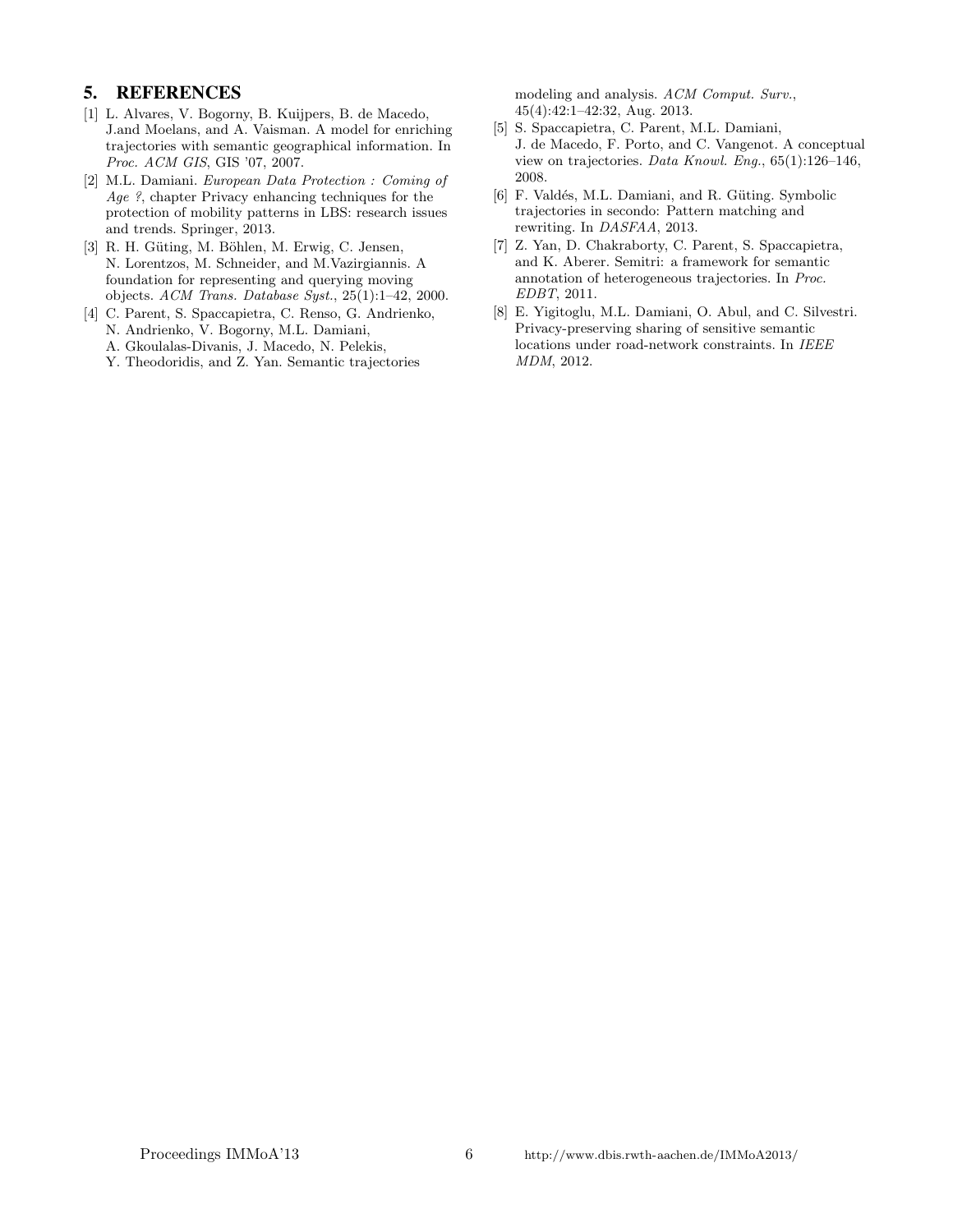## 5. REFERENCES

[1] L. Alvares, V. Bogorny, B. Kuijpers, B. de Macedo, J.and Moelans, and A. Vaisman. A model for enriching trajectories with semantic geographical information. In *Proc. ACM GIS*, GIS '07, 2007.

[2] M.L. Damiani. *European Data Protection : Coming of Age ?*, chapter Privacy enhancing techniques for the protection of mobility patterns in LBS: research issues and trends. Springer, 2013.

[3] R. H. Güting, M. Böhlen, M. Erwig, C. Jensen, N. Lorentzos, M. Schneider, and M.Vazirgiannis. A foundation for representing and querying moving objects. *ACM Trans. Database Syst.*, 25(1):1–42, 2000.

[4] C. Parent, S. Spaccapietra, C. Renso, G. Andrienko, N. Andrienko, V. Bogorny, M.L. Damiani, A. Gkoulalas-Divanis, J. Macedo, N. Pelekis, Y. Theodoridis, and Z. Yan. Semantic trajectories modeling and analysis. *ACM Comput. Surv.*, 45(4):42:1–42:32, Aug. 2013.

[5] S. Spaccapietra, C. Parent, M.L. Damiani, J. de Macedo, F. Porto, and C. Vangenot. A conceptual view on trajectories. *Data Knowl. Eng.*, 65(1):126–146, 2008.

[6] F. Valdés, M.L. Damiani, and R. Güting. Symbolic trajectories in secondo: Pattern matching and rewriting. In *DASFAA*, 2013.

[7] Z. Yan, D. Chakraborty, C. Parent, S. Spaccapietra, and K. Aberer. Semitri: a framework for semantic annotation of heterogeneous trajectories. In *Proc. EDBT*, 2011.

[8] E. Yigitoglu, M.L. Damiani, O. Abul, and C. Silvestri. Privacy-preserving sharing of sensitive semantic locations under road-network constraints. In *IEEE MDM*, 2012.